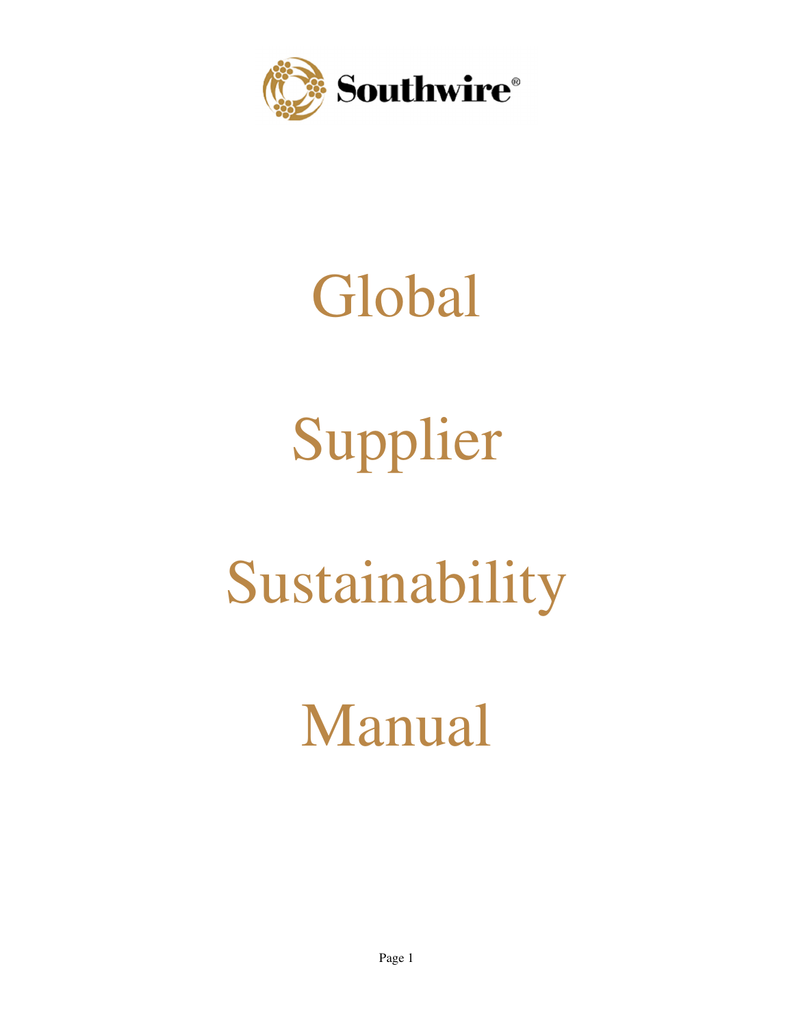Southwire®

# Global

# Supplier

# Sustainability

# Manual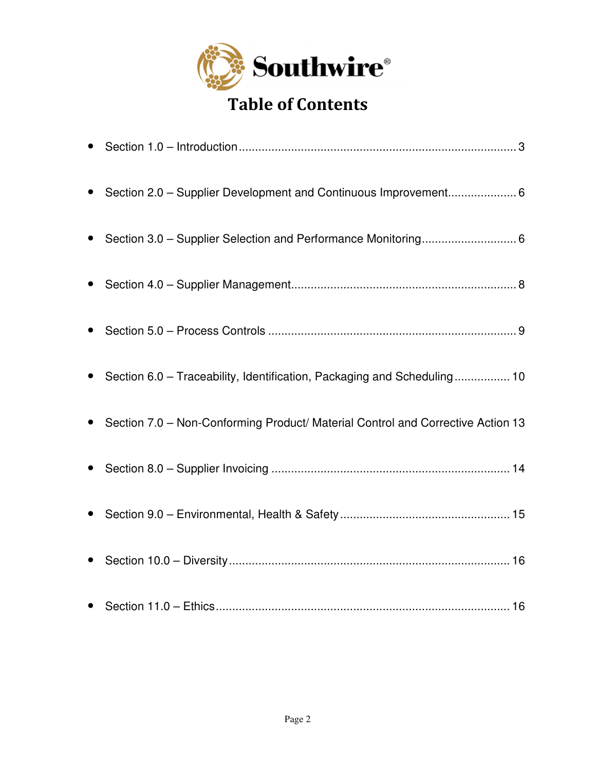Southwire®

# Table of Contents

- Section 1.0 – Introduction .................................................... 3
- Section 2.0 – Supplier Development and Continuous Improvement .................... 6
- Section 3.0 – Supplier Selection and Performance Monitoring ...................... 6
- Section 4.0 – Supplier Management .................................................. 8
- Section 5.0 – Process Controls ..................................................... 9
- Section 6.0 – Traceability, Identification, Packaging and Scheduling ............. 10
- Section 7.0 – Non-Conforming Product/ Material Control and Corrective Action 13
- Section 8.0 – Supplier Invoicing ................................................... 14
- Section 9.0 – Environmental, Health & Safety ....................................... 15
- Section 10.0 – Diversity ........................................................... 16
- Section 11.0 – Ethics .............................................................. 16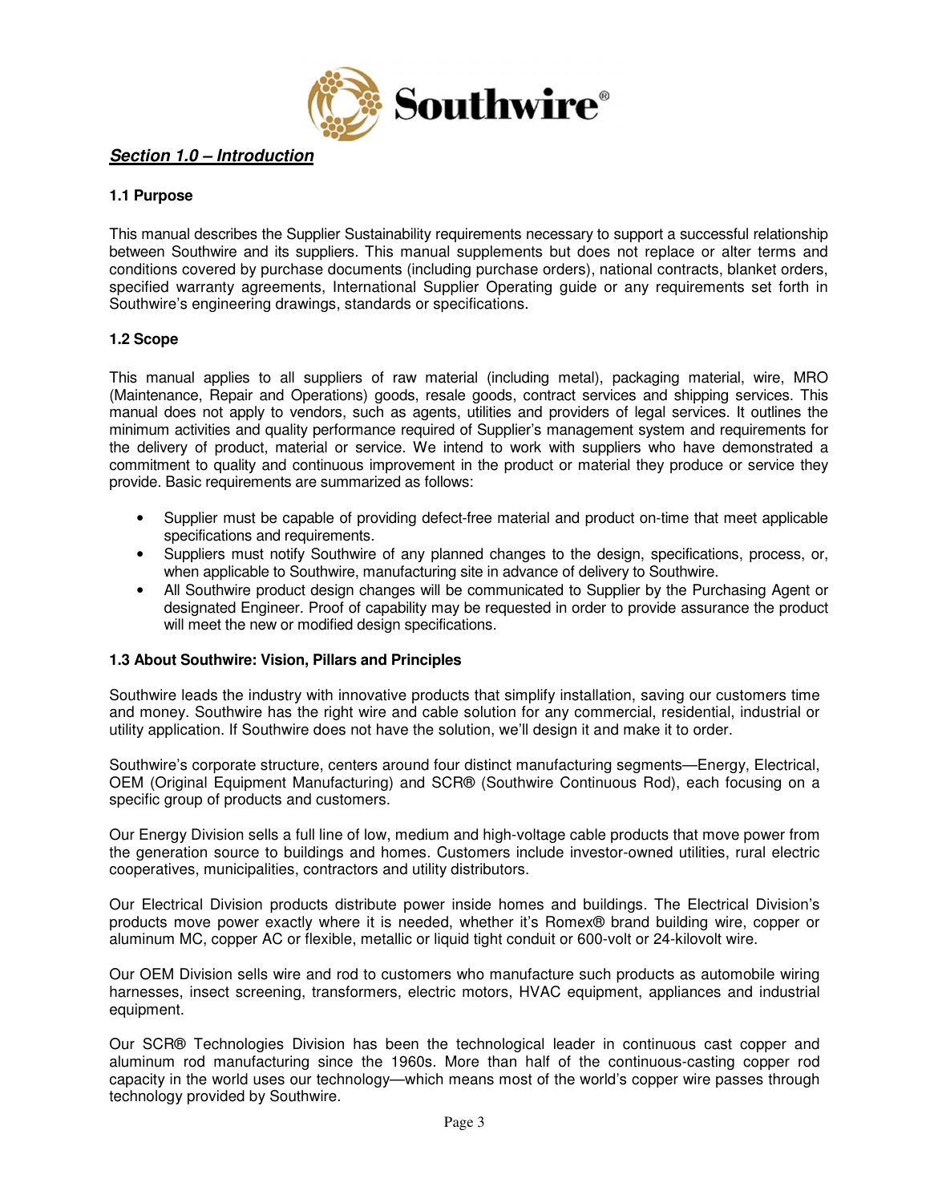## *Section 1.0 – Introduction*

### 1.1 Purpose

This manual describes the Supplier Sustainability requirements necessary to support a successful relationship between Southwire and its suppliers. This manual supplements but does not replace or alter terms and conditions covered by purchase documents (including purchase orders), national contracts, blanket orders, specified warranty agreements, International Supplier Operating guide or any requirements set forth in Southwire's engineering drawings, standards or specifications.

### 1.2 Scope

This manual applies to all suppliers of raw material (including metal), packaging material, wire, MRO (Maintenance, Repair and Operations) goods, resale goods, contract services and shipping services. This manual does not apply to vendors, such as agents, utilities and providers of legal services. It outlines the minimum activities and quality performance required of Supplier's management system and requirements for the delivery of product, material or service. We intend to work with suppliers who have demonstrated a commitment to quality and continuous improvement in the product or material they produce or service they provide. Basic requirements are summarized as follows:

- Supplier must be capable of providing defect-free material and product on-time that meet applicable specifications and requirements.
- Suppliers must notify Southwire of any planned changes to the design, specifications, process, or, when applicable to Southwire, manufacturing site in advance of delivery to Southwire.
- All Southwire product design changes will be communicated to Supplier by the Purchasing Agent or designated Engineer. Proof of capability may be requested in order to provide assurance the product will meet the new or modified design specifications.

### 1.3 About Southwire: Vision, Pillars and Principles

Southwire leads the industry with innovative products that simplify installation, saving our customers time and money. Southwire has the right wire and cable solution for any commercial, residential, industrial or utility application. If Southwire does not have the solution, we'll design it and make it to order.

Southwire's corporate structure, centers around four distinct manufacturing segments—Energy, Electrical, OEM (Original Equipment Manufacturing) and SCR® (Southwire Continuous Rod), each focusing on a specific group of products and customers.

Our Energy Division sells a full line of low, medium and high-voltage cable products that move power from the generation source to buildings and homes. Customers include investor-owned utilities, rural electric cooperatives, municipalities, contractors and utility distributors.

Our Electrical Division products distribute power inside homes and buildings. The Electrical Division's products move power exactly where it is needed, whether it's Romex® brand building wire, copper or aluminum MC, copper AC or flexible, metallic or liquid tight conduit or 600-volt or 24-kilovolt wire.

Our OEM Division sells wire and rod to customers who manufacture such products as automobile wiring harnesses, insect screening, transformers, electric motors, HVAC equipment, appliances and industrial equipment.

Our SCR® Technologies Division has been the technological leader in continuous cast copper and aluminum rod manufacturing since the 1960s. More than half of the continuous-casting copper rod capacity in the world uses our technology—which means most of the world's copper wire passes through technology provided by Southwire.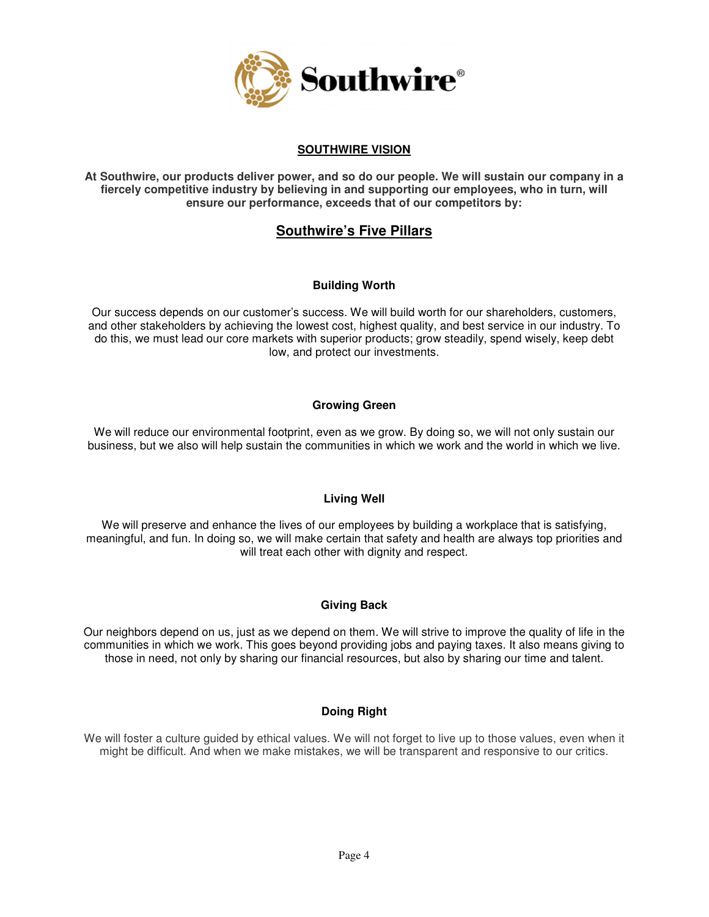Southwire®

## SOUTHWIRE VISION

**At Southwire, our products deliver power, and so do our people. We will sustain our company in a fiercely competitive industry by believing in and supporting our employees, who in turn, will ensure our performance, exceeds that of our competitors by:**

## Southwire's Five Pillars

### Building Worth

Our success depends on our customer's success. We will build worth for our shareholders, customers, and other stakeholders by achieving the lowest cost, highest quality, and best service in our industry. To do this, we must lead our core markets with superior products; grow steadily, spend wisely, keep debt low, and protect our investments.

### Growing Green

We will reduce our environmental footprint, even as we grow. By doing so, we will not only sustain our business, but we also will help sustain the communities in which we work and the world in which we live.

### Living Well

We will preserve and enhance the lives of our employees by building a workplace that is satisfying, meaningful, and fun. In doing so, we will make certain that safety and health are always top priorities and will treat each other with dignity and respect.

### Giving Back

Our neighbors depend on us, just as we depend on them. We will strive to improve the quality of life in the communities in which we work. This goes beyond providing jobs and paying taxes. It also means giving to those in need, not only by sharing our financial resources, but also by sharing our time and talent.

### Doing Right

We will foster a culture guided by ethical values. We will not forget to live up to those values, even when it might be difficult. And when we make mistakes, we will be transparent and responsive to our critics.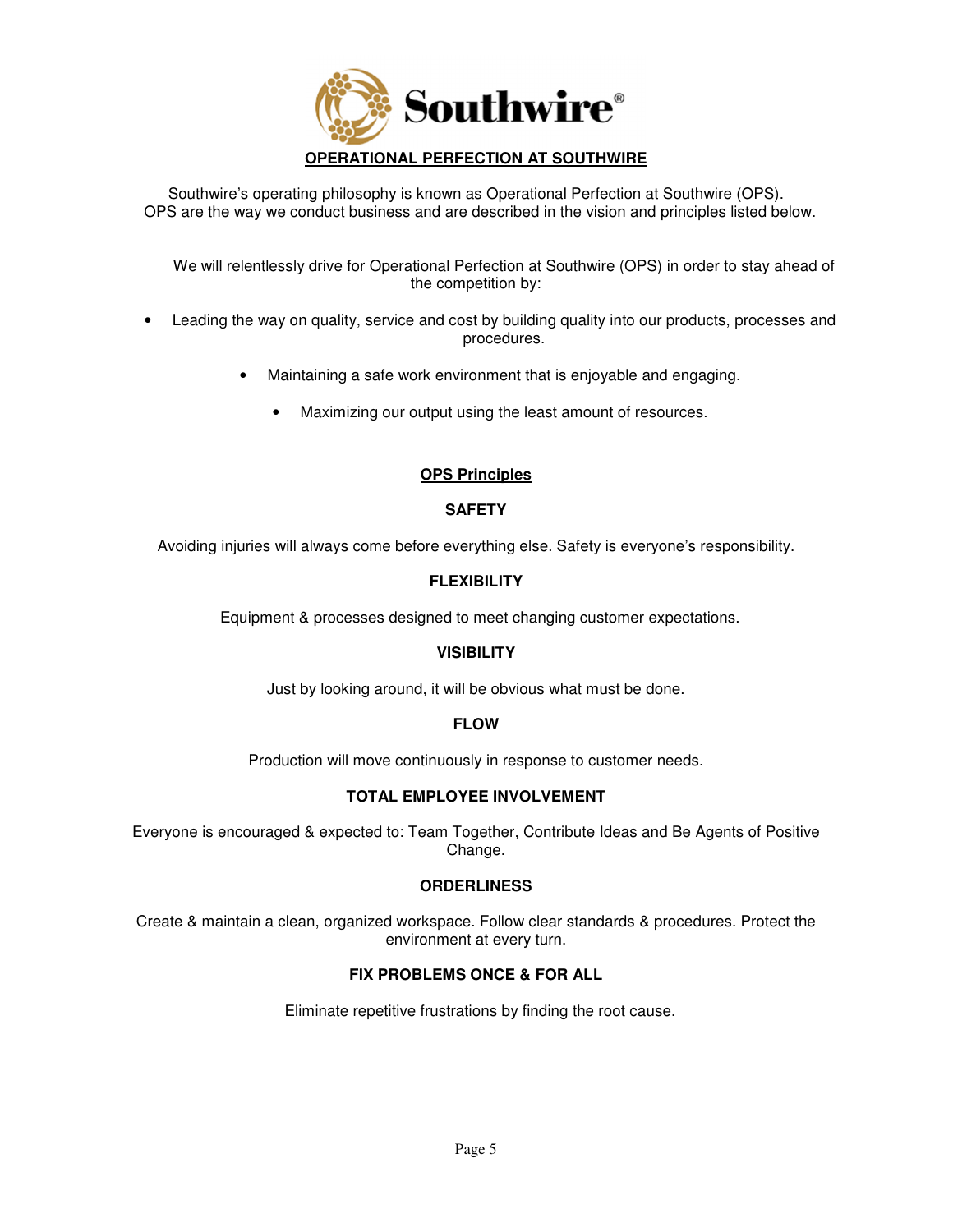## OPERATIONAL PERFECTION AT SOUTHWIRE

Southwire's operating philosophy is known as Operational Perfection at Southwire (OPS). OPS are the way we conduct business and are described in the vision and principles listed below.

We will relentlessly drive for Operational Perfection at Southwire (OPS) in order to stay ahead of the competition by:

- Leading the way on quality, service and cost by building quality into our products, processes and procedures.
- Maintaining a safe work environment that is enjoyable and engaging.
- Maximizing our output using the least amount of resources.

## OPS Principles

### SAFETY

Avoiding injuries will always come before everything else. Safety is everyone's responsibility.

### FLEXIBILITY

Equipment & processes designed to meet changing customer expectations.

### VISIBILITY

Just by looking around, it will be obvious what must be done.

### FLOW

Production will move continuously in response to customer needs.

### TOTAL EMPLOYEE INVOLVEMENT

Everyone is encouraged & expected to: Team Together, Contribute Ideas and Be Agents of Positive Change.

### ORDERLINESS

Create & maintain a clean, organized workspace. Follow clear standards & procedures. Protect the environment at every turn.

### FIX PROBLEMS ONCE & FOR ALL

Eliminate repetitive frustrations by finding the root cause.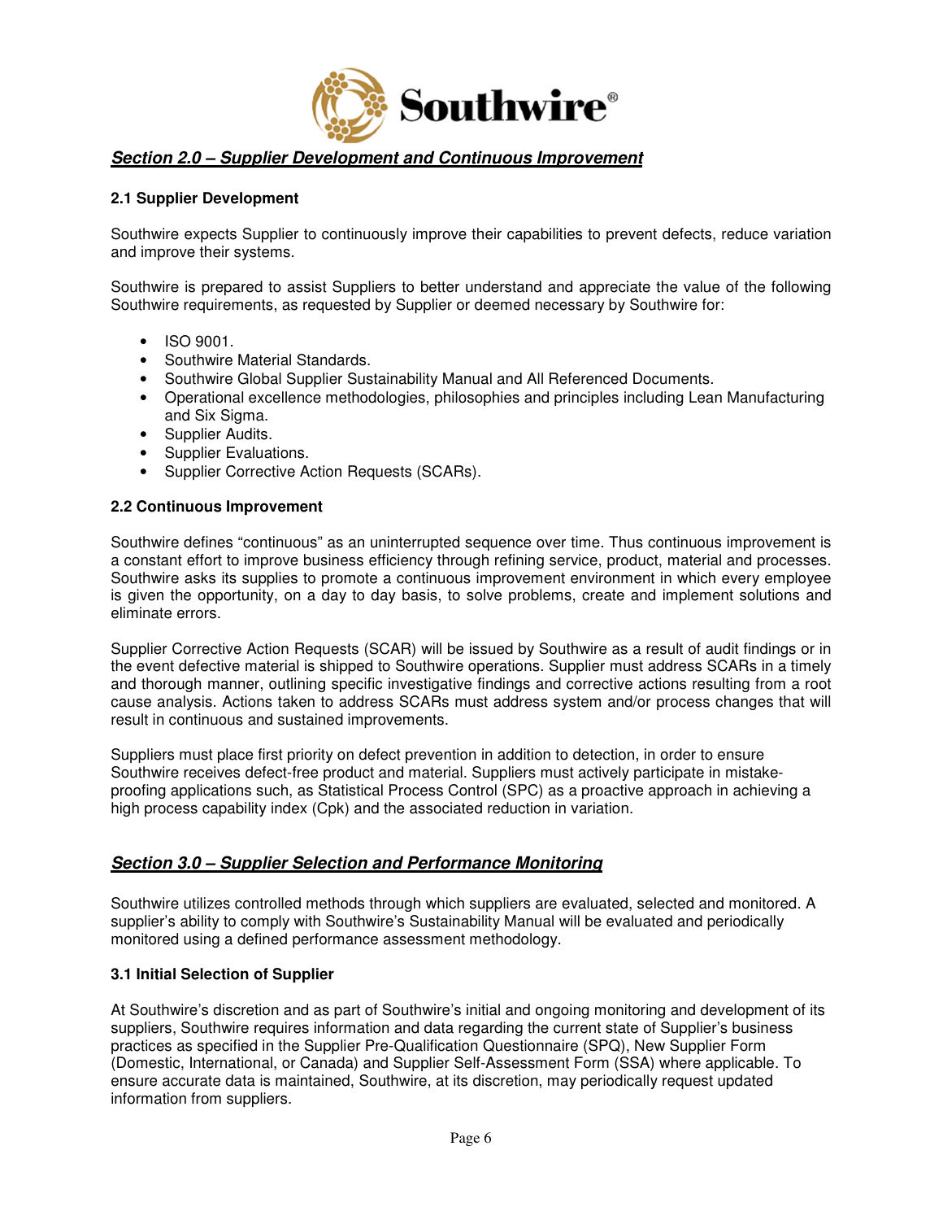## *Section 2.0 – Supplier Development and Continuous Improvement*

### 2.1 Supplier Development

Southwire expects Supplier to continuously improve their capabilities to prevent defects, reduce variation and improve their systems.

Southwire is prepared to assist Suppliers to better understand and appreciate the value of the following Southwire requirements, as requested by Supplier or deemed necessary by Southwire for:

- ISO 9001.
- Southwire Material Standards.
- Southwire Global Supplier Sustainability Manual and All Referenced Documents.
- Operational excellence methodologies, philosophies and principles including Lean Manufacturing and Six Sigma.
- Supplier Audits.
- Supplier Evaluations.
- Supplier Corrective Action Requests (SCARs).

### 2.2 Continuous Improvement

Southwire defines "continuous" as an uninterrupted sequence over time. Thus continuous improvement is a constant effort to improve business efficiency through refining service, product, material and processes. Southwire asks its supplies to promote a continuous improvement environment in which every employee is given the opportunity, on a day to day basis, to solve problems, create and implement solutions and eliminate errors.

Supplier Corrective Action Requests (SCAR) will be issued by Southwire as a result of audit findings or in the event defective material is shipped to Southwire operations. Supplier must address SCARs in a timely and thorough manner, outlining specific investigative findings and corrective actions resulting from a root cause analysis. Actions taken to address SCARs must address system and/or process changes that will result in continuous and sustained improvements.

Suppliers must place first priority on defect prevention in addition to detection, in order to ensure Southwire receives defect-free product and material. Suppliers must actively participate in mistake-proofing applications such, as Statistical Process Control (SPC) as a proactive approach in achieving a high process capability index (Cpk) and the associated reduction in variation.

## *Section 3.0 – Supplier Selection and Performance Monitoring*

Southwire utilizes controlled methods through which suppliers are evaluated, selected and monitored. A supplier's ability to comply with Southwire's Sustainability Manual will be evaluated and periodically monitored using a defined performance assessment methodology.

### 3.1 Initial Selection of Supplier

At Southwire's discretion and as part of Southwire's initial and ongoing monitoring and development of its suppliers, Southwire requires information and data regarding the current state of Supplier's business practices as specified in the Supplier Pre-Qualification Questionnaire (SPQ), New Supplier Form (Domestic, International, or Canada) and Supplier Self-Assessment Form (SSA) where applicable. To ensure accurate data is maintained, Southwire, at its discretion, may periodically request updated information from suppliers.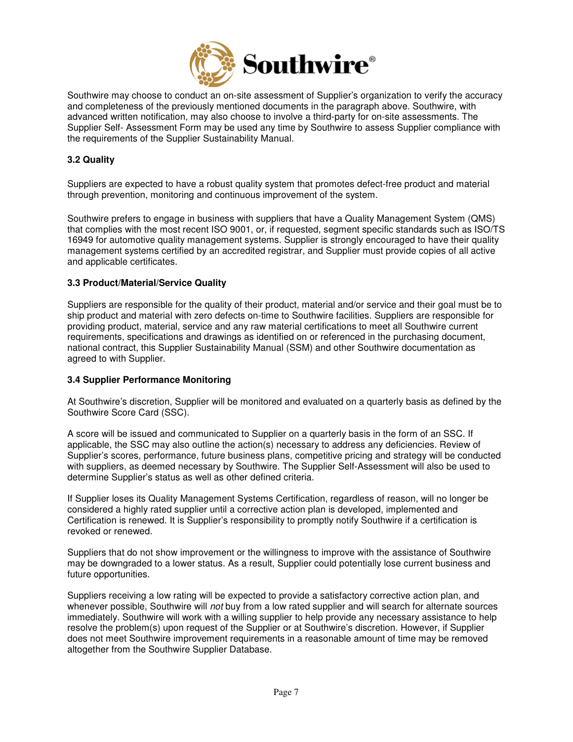Southwire may choose to conduct an on-site assessment of Supplier's organization to verify the accuracy and completeness of the previously mentioned documents in the paragraph above. Southwire, with advanced written notification, may also choose to involve a third-party for on-site assessments. The Supplier Self- Assessment Form may be used any time by Southwire to assess Supplier compliance with the requirements of the Supplier Sustainability Manual.

### 3.2 Quality

Suppliers are expected to have a robust quality system that promotes defect-free product and material through prevention, monitoring and continuous improvement of the system.

Southwire prefers to engage in business with suppliers that have a Quality Management System (QMS) that complies with the most recent ISO 9001, or, if requested, segment specific standards such as ISO/TS 16949 for automotive quality management systems. Supplier is strongly encouraged to have their quality management systems certified by an accredited registrar, and Supplier must provide copies of all active and applicable certificates.

### 3.3 Product/Material/Service Quality

Suppliers are responsible for the quality of their product, material and/or service and their goal must be to ship product and material with zero defects on-time to Southwire facilities. Suppliers are responsible for providing product, material, service and any raw material certifications to meet all Southwire current requirements, specifications and drawings as identified on or referenced in the purchasing document, national contract, this Supplier Sustainability Manual (SSM) and other Southwire documentation as agreed to with Supplier.

### 3.4 Supplier Performance Monitoring

At Southwire's discretion, Supplier will be monitored and evaluated on a quarterly basis as defined by the Southwire Score Card (SSC).

A score will be issued and communicated to Supplier on a quarterly basis in the form of an SSC. If applicable, the SSC may also outline the action(s) necessary to address any deficiencies. Review of Supplier's scores, performance, future business plans, competitive pricing and strategy will be conducted with suppliers, as deemed necessary by Southwire. The Supplier Self-Assessment will also be used to determine Supplier's status as well as other defined criteria.

If Supplier loses its Quality Management Systems Certification, regardless of reason, will no longer be considered a highly rated supplier until a corrective action plan is developed, implemented and Certification is renewed. It is Supplier's responsibility to promptly notify Southwire if a certification is revoked or renewed.

Suppliers that do not show improvement or the willingness to improve with the assistance of Southwire may be downgraded to a lower status. As a result, Supplier could potentially lose current business and future opportunities.

Suppliers receiving a low rating will be expected to provide a satisfactory corrective action plan, and whenever possible, Southwire will *not* buy from a low rated supplier and will search for alternate sources immediately. Southwire will work with a willing supplier to help provide any necessary assistance to help resolve the problem(s) upon request of the Supplier or at Southwire's discretion. However, if Supplier does not meet Southwire improvement requirements in a reasonable amount of time may be removed altogether from the Southwire Supplier Database.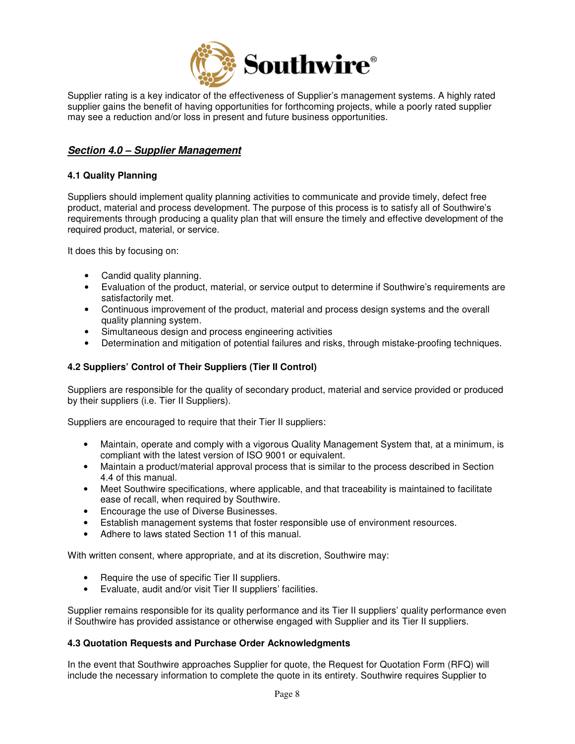Supplier rating is a key indicator of the effectiveness of Supplier's management systems. A highly rated supplier gains the benefit of having opportunities for forthcoming projects, while a poorly rated supplier may see a reduction and/or loss in present and future business opportunities.

## ***Section 4.0 – Supplier Management***

### 4.1 Quality Planning

Suppliers should implement quality planning activities to communicate and provide timely, defect free product, material and process development. The purpose of this process is to satisfy all of Southwire's requirements through producing a quality plan that will ensure the timely and effective development of the required product, material, or service.

It does this by focusing on:

- Candid quality planning.
- Evaluation of the product, material, or service output to determine if Southwire's requirements are satisfactorily met.
- Continuous improvement of the product, material and process design systems and the overall quality planning system.
- Simultaneous design and process engineering activities
- Determination and mitigation of potential failures and risks, through mistake-proofing techniques.

### 4.2 Suppliers' Control of Their Suppliers (Tier II Control)

Suppliers are responsible for the quality of secondary product, material and service provided or produced by their suppliers (i.e. Tier II Suppliers).

Suppliers are encouraged to require that their Tier II suppliers:

- Maintain, operate and comply with a vigorous Quality Management System that, at a minimum, is compliant with the latest version of ISO 9001 or equivalent.
- Maintain a product/material approval process that is similar to the process described in Section 4.4 of this manual.
- Meet Southwire specifications, where applicable, and that traceability is maintained to facilitate ease of recall, when required by Southwire.
- Encourage the use of Diverse Businesses.
- Establish management systems that foster responsible use of environment resources.
- Adhere to laws stated Section 11 of this manual.

With written consent, where appropriate, and at its discretion, Southwire may:

- Require the use of specific Tier II suppliers.
- Evaluate, audit and/or visit Tier II suppliers' facilities.

Supplier remains responsible for its quality performance and its Tier II suppliers' quality performance even if Southwire has provided assistance or otherwise engaged with Supplier and its Tier II suppliers.

### 4.3 Quotation Requests and Purchase Order Acknowledgments

In the event that Southwire approaches Supplier for quote, the Request for Quotation Form (RFQ) will include the necessary information to complete the quote in its entirety. Southwire requires Supplier to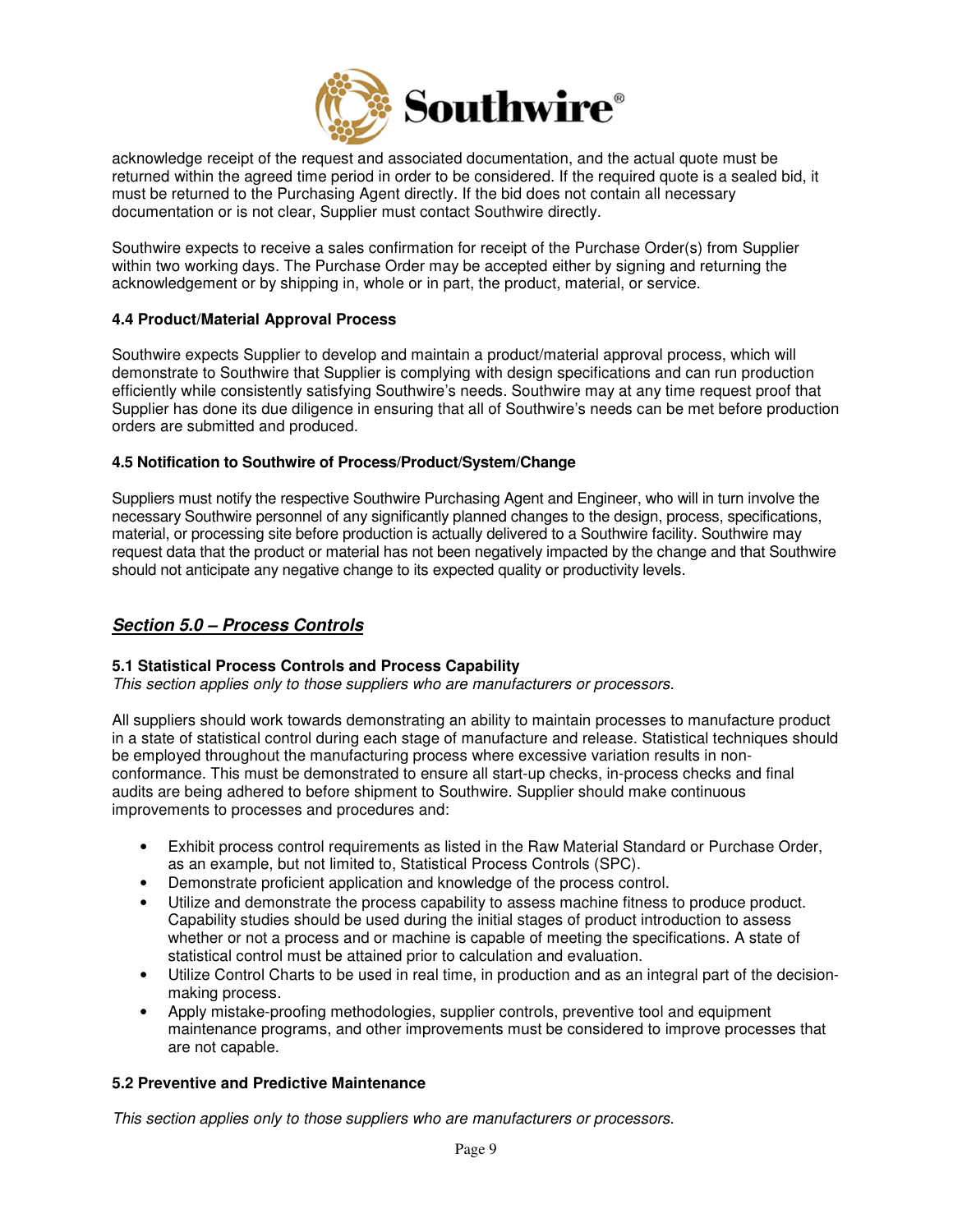acknowledge receipt of the request and associated documentation, and the actual quote must be returned within the agreed time period in order to be considered. If the required quote is a sealed bid, it must be returned to the Purchasing Agent directly. If the bid does not contain all necessary documentation or is not clear, Supplier must contact Southwire directly.

Southwire expects to receive a sales confirmation for receipt of the Purchase Order(s) from Supplier within two working days. The Purchase Order may be accepted either by signing and returning the acknowledgement or by shipping in, whole or in part, the product, material, or service.

### 4.4 Product/Material Approval Process

Southwire expects Supplier to develop and maintain a product/material approval process, which will demonstrate to Southwire that Supplier is complying with design specifications and can run production efficiently while consistently satisfying Southwire's needs. Southwire may at any time request proof that Supplier has done its due diligence in ensuring that all of Southwire's needs can be met before production orders are submitted and produced.

### 4.5 Notification to Southwire of Process/Product/System/Change

Suppliers must notify the respective Southwire Purchasing Agent and Engineer, who will in turn involve the necessary Southwire personnel of any significantly planned changes to the design, process, specifications, material, or processing site before production is actually delivered to a Southwire facility. Southwire may request data that the product or material has not been negatively impacted by the change and that Southwire should not anticipate any negative change to its expected quality or productivity levels.

## ***Section 5.0 – Process Controls***

### 5.1 Statistical Process Controls and Process Capability

*This section applies only to those suppliers who are manufacturers or processors.*

All suppliers should work towards demonstrating an ability to maintain processes to manufacture product in a state of statistical control during each stage of manufacture and release. Statistical techniques should be employed throughout the manufacturing process where excessive variation results in non-conformance. This must be demonstrated to ensure all start-up checks, in-process checks and final audits are being adhered to before shipment to Southwire. Supplier should make continuous improvements to processes and procedures and:

- Exhibit process control requirements as listed in the Raw Material Standard or Purchase Order, as an example, but not limited to, Statistical Process Controls (SPC).
- Demonstrate proficient application and knowledge of the process control.
- Utilize and demonstrate the process capability to assess machine fitness to produce product. Capability studies should be used during the initial stages of product introduction to assess whether or not a process and or machine is capable of meeting the specifications. A state of statistical control must be attained prior to calculation and evaluation.
- Utilize Control Charts to be used in real time, in production and as an integral part of the decision-making process.
- Apply mistake-proofing methodologies, supplier controls, preventive tool and equipment maintenance programs, and other improvements must be considered to improve processes that are not capable.

### 5.2 Preventive and Predictive Maintenance

*This section applies only to those suppliers who are manufacturers or processors.*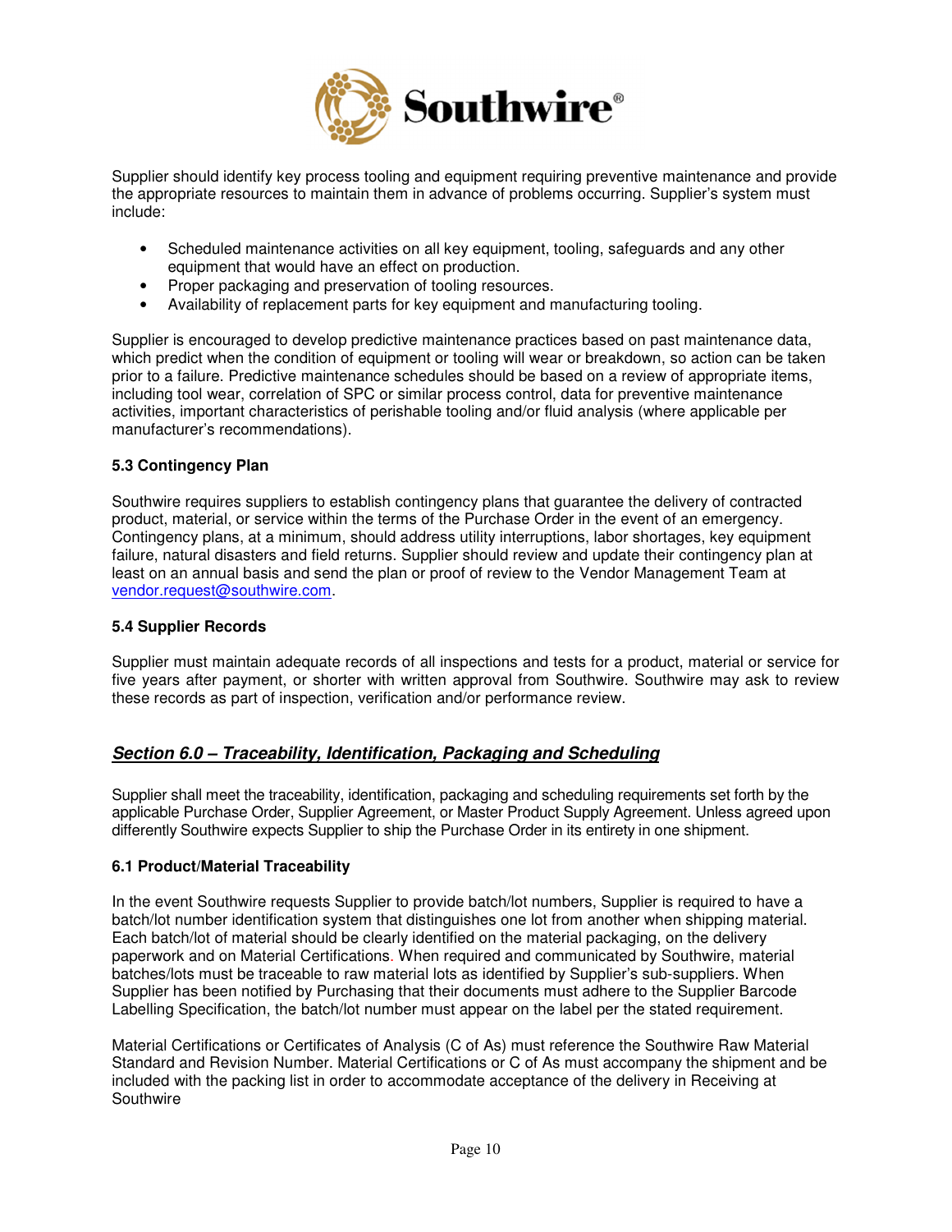Supplier should identify key process tooling and equipment requiring preventive maintenance and provide the appropriate resources to maintain them in advance of problems occurring. Supplier's system must include:

- Scheduled maintenance activities on all key equipment, tooling, safeguards and any other equipment that would have an effect on production.
- Proper packaging and preservation of tooling resources.
- Availability of replacement parts for key equipment and manufacturing tooling.

Supplier is encouraged to develop predictive maintenance practices based on past maintenance data, which predict when the condition of equipment or tooling will wear or breakdown, so action can be taken prior to a failure. Predictive maintenance schedules should be based on a review of appropriate items, including tool wear, correlation of SPC or similar process control, data for preventive maintenance activities, important characteristics of perishable tooling and/or fluid analysis (where applicable per manufacturer's recommendations).

### 5.3 Contingency Plan

Southwire requires suppliers to establish contingency plans that guarantee the delivery of contracted product, material, or service within the terms of the Purchase Order in the event of an emergency. Contingency plans, at a minimum, should address utility interruptions, labor shortages, key equipment failure, natural disasters and field returns. Supplier should review and update their contingency plan at least on an annual basis and send the plan or proof of review to the Vendor Management Team at vendor.request@southwire.com.

### 5.4 Supplier Records

Supplier must maintain adequate records of all inspections and tests for a product, material or service for five years after payment, or shorter with written approval from Southwire. Southwire may ask to review these records as part of inspection, verification and/or performance review.

## *Section 6.0 – Traceability, Identification, Packaging and Scheduling*

Supplier shall meet the traceability, identification, packaging and scheduling requirements set forth by the applicable Purchase Order, Supplier Agreement, or Master Product Supply Agreement. Unless agreed upon differently Southwire expects Supplier to ship the Purchase Order in its entirety in one shipment.

### 6.1 Product/Material Traceability

In the event Southwire requests Supplier to provide batch/lot numbers, Supplier is required to have a batch/lot number identification system that distinguishes one lot from another when shipping material. Each batch/lot of material should be clearly identified on the material packaging, on the delivery paperwork and on Material Certifications. When required and communicated by Southwire, material batches/lots must be traceable to raw material lots as identified by Supplier's sub-suppliers. When Supplier has been notified by Purchasing that their documents must adhere to the Supplier Barcode Labelling Specification, the batch/lot number must appear on the label per the stated requirement.

Material Certifications or Certificates of Analysis (C of As) must reference the Southwire Raw Material Standard and Revision Number. Material Certifications or C of As must accompany the shipment and be included with the packing list in order to accommodate acceptance of the delivery in Receiving at Southwire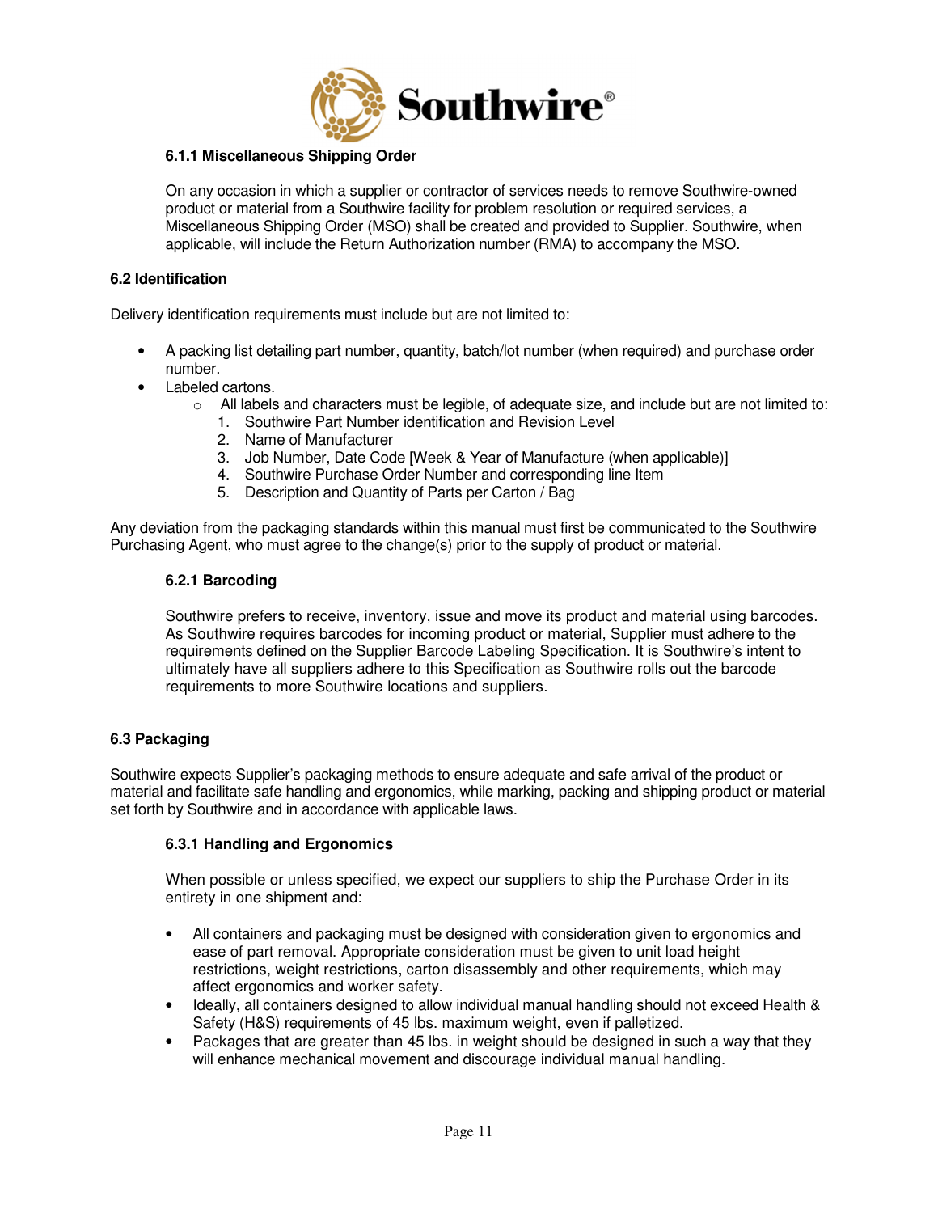#### 6.1.1 Miscellaneous Shipping Order

On any occasion in which a supplier or contractor of services needs to remove Southwire-owned product or material from a Southwire facility for problem resolution or required services, a Miscellaneous Shipping Order (MSO) shall be created and provided to Supplier. Southwire, when applicable, will include the Return Authorization number (RMA) to accompany the MSO.

### 6.2 Identification

Delivery identification requirements must include but are not limited to:

- A packing list detailing part number, quantity, batch/lot number (when required) and purchase order number.
- Labeled cartons.
  - All labels and characters must be legible, of adequate size, and include but are not limited to:
    1. Southwire Part Number identification and Revision Level
    2. Name of Manufacturer
    3. Job Number, Date Code [Week & Year of Manufacture (when applicable)]
    4. Southwire Purchase Order Number and corresponding line Item
    5. Description and Quantity of Parts per Carton / Bag

Any deviation from the packaging standards within this manual must first be communicated to the Southwire Purchasing Agent, who must agree to the change(s) prior to the supply of product or material.

#### 6.2.1 Barcoding

Southwire prefers to receive, inventory, issue and move its product and material using barcodes. As Southwire requires barcodes for incoming product or material, Supplier must adhere to the requirements defined on the Supplier Barcode Labeling Specification. It is Southwire's intent to ultimately have all suppliers adhere to this Specification as Southwire rolls out the barcode requirements to more Southwire locations and suppliers.

### 6.3 Packaging

Southwire expects Supplier's packaging methods to ensure adequate and safe arrival of the product or material and facilitate safe handling and ergonomics, while marking, packing and shipping product or material set forth by Southwire and in accordance with applicable laws.

#### 6.3.1 Handling and Ergonomics

When possible or unless specified, we expect our suppliers to ship the Purchase Order in its entirety in one shipment and:

- All containers and packaging must be designed with consideration given to ergonomics and ease of part removal. Appropriate consideration must be given to unit load height restrictions, weight restrictions, carton disassembly and other requirements, which may affect ergonomics and worker safety.
- Ideally, all containers designed to allow individual manual handling should not exceed Health & Safety (H&S) requirements of 45 lbs. maximum weight, even if palletized.
- Packages that are greater than 45 lbs. in weight should be designed in such a way that they will enhance mechanical movement and discourage individual manual handling.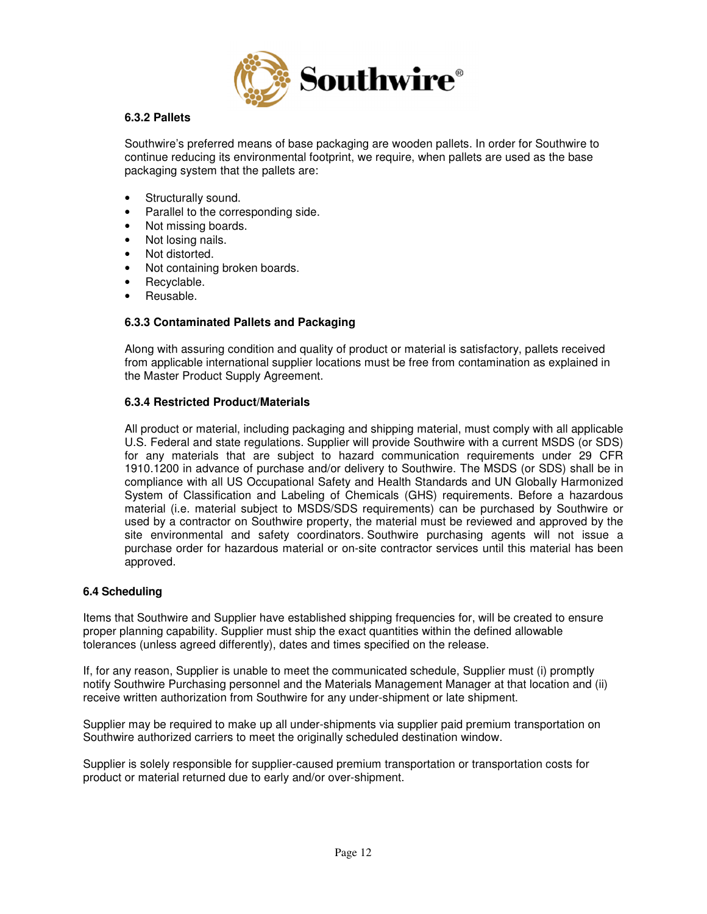#### 6.3.2 Pallets

Southwire's preferred means of base packaging are wooden pallets. In order for Southwire to continue reducing its environmental footprint, we require, when pallets are used as the base packaging system that the pallets are:

- Structurally sound.
- Parallel to the corresponding side.
- Not missing boards.
- Not losing nails.
- Not distorted.
- Not containing broken boards.
- Recyclable.
- Reusable.

#### 6.3.3 Contaminated Pallets and Packaging

Along with assuring condition and quality of product or material is satisfactory, pallets received from applicable international supplier locations must be free from contamination as explained in the Master Product Supply Agreement.

#### 6.3.4 Restricted Product/Materials

All product or material, including packaging and shipping material, must comply with all applicable U.S. Federal and state regulations. Supplier will provide Southwire with a current MSDS (or SDS) for any materials that are subject to hazard communication requirements under 29 CFR 1910.1200 in advance of purchase and/or delivery to Southwire. The MSDS (or SDS) shall be in compliance with all US Occupational Safety and Health Standards and UN Globally Harmonized System of Classification and Labeling of Chemicals (GHS) requirements. Before a hazardous material (i.e. material subject to MSDS/SDS requirements) can be purchased by Southwire or used by a contractor on Southwire property, the material must be reviewed and approved by the site environmental and safety coordinators. Southwire purchasing agents will not issue a purchase order for hazardous material or on-site contractor services until this material has been approved.

### 6.4 Scheduling

Items that Southwire and Supplier have established shipping frequencies for, will be created to ensure proper planning capability. Supplier must ship the exact quantities within the defined allowable tolerances (unless agreed differently), dates and times specified on the release.

If, for any reason, Supplier is unable to meet the communicated schedule, Supplier must (i) promptly notify Southwire Purchasing personnel and the Materials Management Manager at that location and (ii) receive written authorization from Southwire for any under-shipment or late shipment.

Supplier may be required to make up all under-shipments via supplier paid premium transportation on Southwire authorized carriers to meet the originally scheduled destination window.

Supplier is solely responsible for supplier-caused premium transportation or transportation costs for product or material returned due to early and/or over-shipment.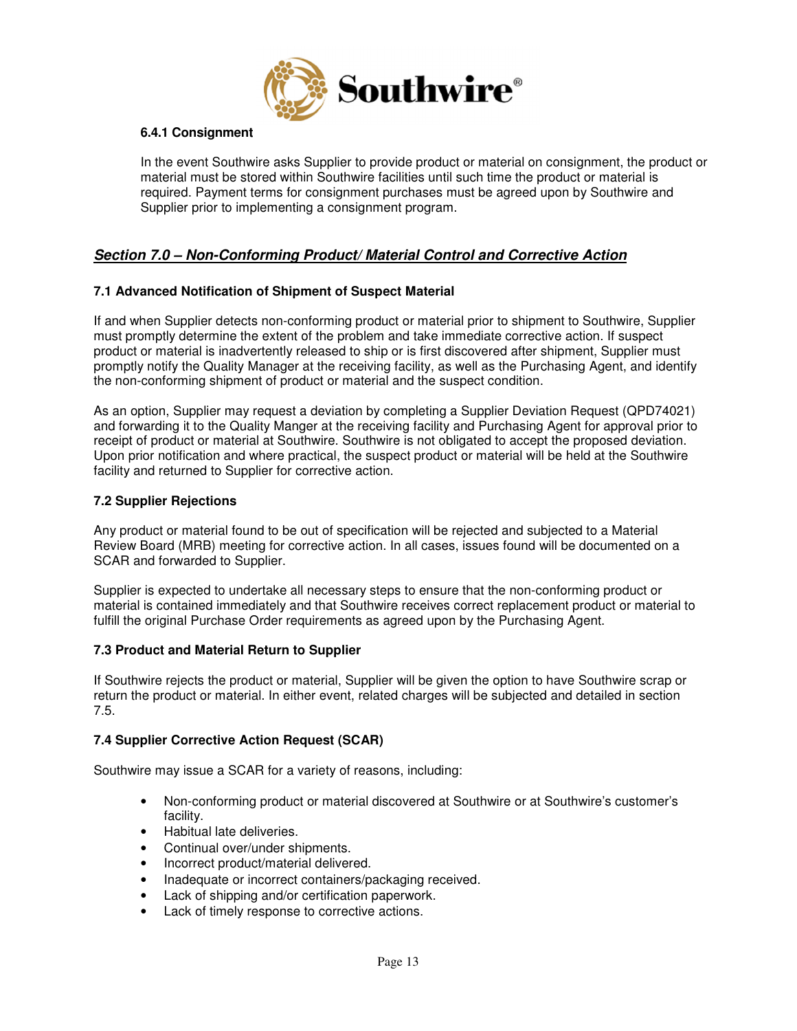#### 6.4.1 Consignment

In the event Southwire asks Supplier to provide product or material on consignment, the product or material must be stored within Southwire facilities until such time the product or material is required. Payment terms for consignment purchases must be agreed upon by Southwire and Supplier prior to implementing a consignment program.

## ***Section 7.0 – Non-Conforming Product/ Material Control and Corrective Action***

### 7.1 Advanced Notification of Shipment of Suspect Material

If and when Supplier detects non-conforming product or material prior to shipment to Southwire, Supplier must promptly determine the extent of the problem and take immediate corrective action. If suspect product or material is inadvertently released to ship or is first discovered after shipment, Supplier must promptly notify the Quality Manager at the receiving facility, as well as the Purchasing Agent, and identify the non-conforming shipment of product or material and the suspect condition.

As an option, Supplier may request a deviation by completing a Supplier Deviation Request (QPD74021) and forwarding it to the Quality Manger at the receiving facility and Purchasing Agent for approval prior to receipt of product or material at Southwire. Southwire is not obligated to accept the proposed deviation. Upon prior notification and where practical, the suspect product or material will be held at the Southwire facility and returned to Supplier for corrective action.

### 7.2 Supplier Rejections

Any product or material found to be out of specification will be rejected and subjected to a Material Review Board (MRB) meeting for corrective action. In all cases, issues found will be documented on a SCAR and forwarded to Supplier.

Supplier is expected to undertake all necessary steps to ensure that the non-conforming product or material is contained immediately and that Southwire receives correct replacement product or material to fulfill the original Purchase Order requirements as agreed upon by the Purchasing Agent.

### 7.3 Product and Material Return to Supplier

If Southwire rejects the product or material, Supplier will be given the option to have Southwire scrap or return the product or material. In either event, related charges will be subjected and detailed in section 7.5.

### 7.4 Supplier Corrective Action Request (SCAR)

Southwire may issue a SCAR for a variety of reasons, including:

- Non-conforming product or material discovered at Southwire or at Southwire's customer's facility.
- Habitual late deliveries.
- Continual over/under shipments.
- Incorrect product/material delivered.
- Inadequate or incorrect containers/packaging received.
- Lack of shipping and/or certification paperwork.
- Lack of timely response to corrective actions.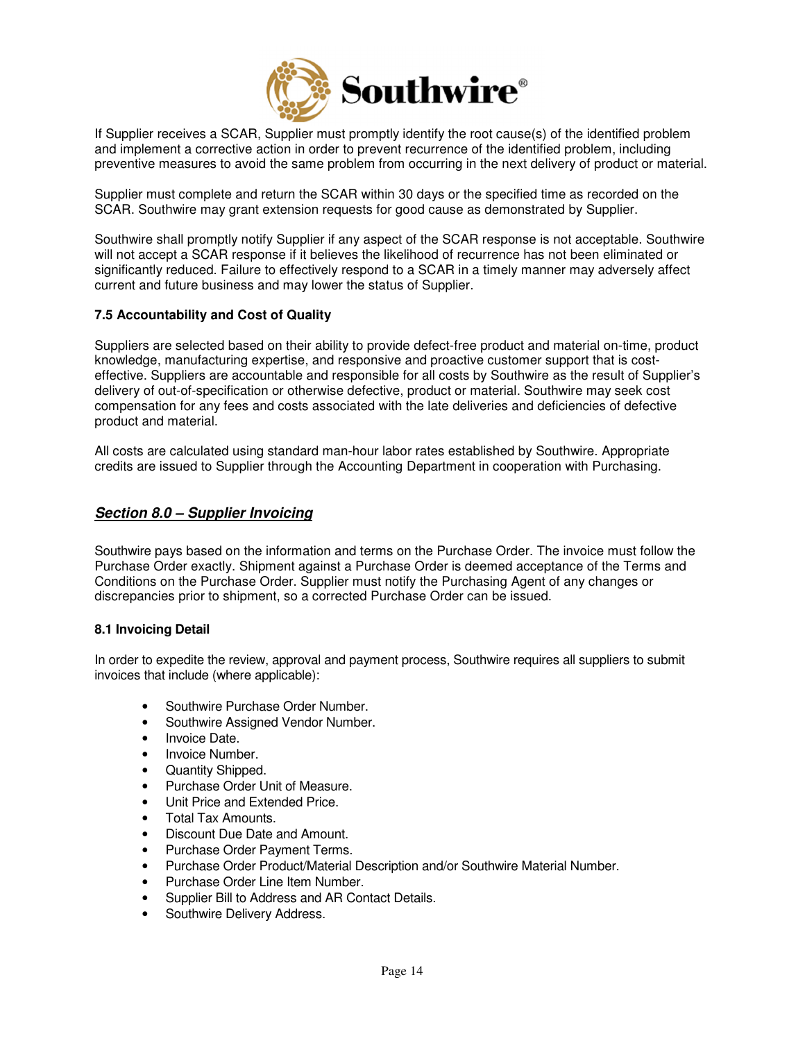If Supplier receives a SCAR, Supplier must promptly identify the root cause(s) of the identified problem and implement a corrective action in order to prevent recurrence of the identified problem, including preventive measures to avoid the same problem from occurring in the next delivery of product or material.

Supplier must complete and return the SCAR within 30 days or the specified time as recorded on the SCAR. Southwire may grant extension requests for good cause as demonstrated by Supplier.

Southwire shall promptly notify Supplier if any aspect of the SCAR response is not acceptable. Southwire will not accept a SCAR response if it believes the likelihood of recurrence has not been eliminated or significantly reduced. Failure to effectively respond to a SCAR in a timely manner may adversely affect current and future business and may lower the status of Supplier.

### 7.5 Accountability and Cost of Quality

Suppliers are selected based on their ability to provide defect-free product and material on-time, product knowledge, manufacturing expertise, and responsive and proactive customer support that is cost-effective. Suppliers are accountable and responsible for all costs by Southwire as the result of Supplier's delivery of out-of-specification or otherwise defective, product or material. Southwire may seek cost compensation for any fees and costs associated with the late deliveries and deficiencies of defective product and material.

All costs are calculated using standard man-hour labor rates established by Southwire. Appropriate credits are issued to Supplier through the Accounting Department in cooperation with Purchasing.

## ***Section 8.0 – Supplier Invoicing***

Southwire pays based on the information and terms on the Purchase Order. The invoice must follow the Purchase Order exactly. Shipment against a Purchase Order is deemed acceptance of the Terms and Conditions on the Purchase Order. Supplier must notify the Purchasing Agent of any changes or discrepancies prior to shipment, so a corrected Purchase Order can be issued.

### 8.1 Invoicing Detail

In order to expedite the review, approval and payment process, Southwire requires all suppliers to submit invoices that include (where applicable):

- Southwire Purchase Order Number.
- Southwire Assigned Vendor Number.
- Invoice Date.
- Invoice Number.
- Quantity Shipped.
- Purchase Order Unit of Measure.
- Unit Price and Extended Price.
- Total Tax Amounts.
- Discount Due Date and Amount.
- Purchase Order Payment Terms.
- Purchase Order Product/Material Description and/or Southwire Material Number.
- Purchase Order Line Item Number.
- Supplier Bill to Address and AR Contact Details.
- Southwire Delivery Address.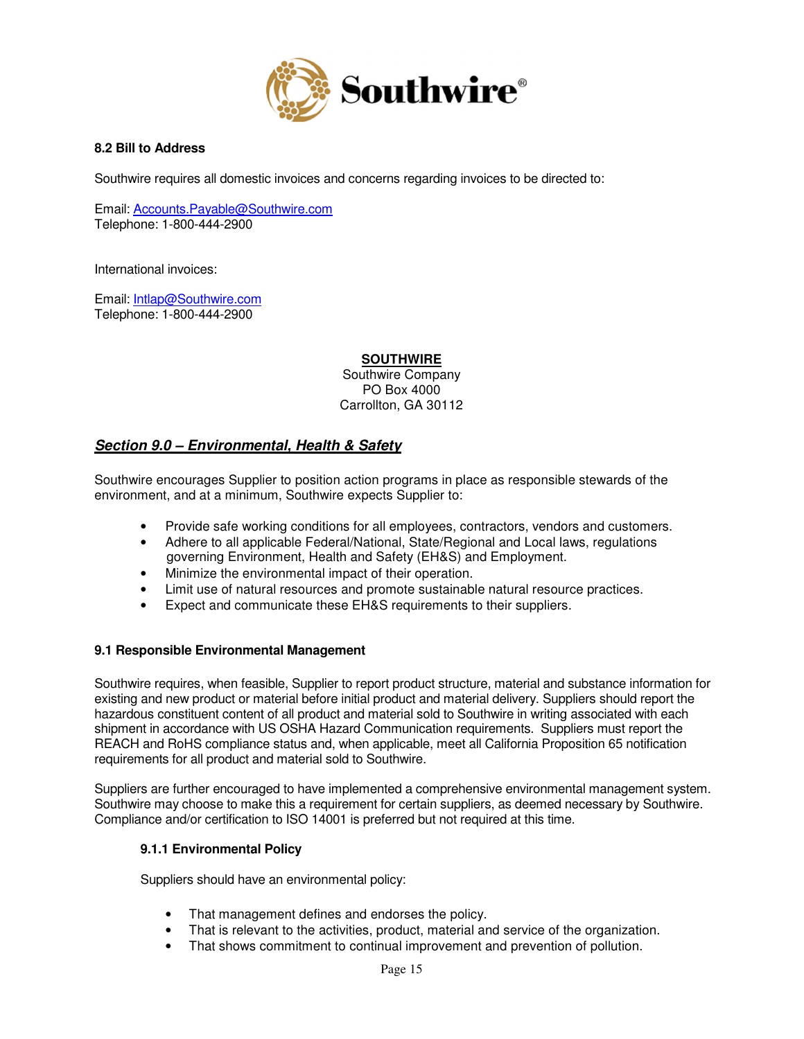### 8.2 Bill to Address

Southwire requires all domestic invoices and concerns regarding invoices to be directed to:

Email: Accounts.Payable@Southwire.com
Telephone: 1-800-444-2900

International invoices:

Email: Intlap@Southwire.com
Telephone: 1-800-444-2900

**SOUTHWIRE**
Southwire Company
PO Box 4000
Carrollton, GA 30112

## *Section 9.0 – Environmental, Health & Safety*

Southwire encourages Supplier to position action programs in place as responsible stewards of the environment, and at a minimum, Southwire expects Supplier to:

- Provide safe working conditions for all employees, contractors, vendors and customers.
- Adhere to all applicable Federal/National, State/Regional and Local laws, regulations governing Environment, Health and Safety (EH&S) and Employment.
- Minimize the environmental impact of their operation.
- Limit use of natural resources and promote sustainable natural resource practices.
- Expect and communicate these EH&S requirements to their suppliers.

### 9.1 Responsible Environmental Management

Southwire requires, when feasible, Supplier to report product structure, material and substance information for existing and new product or material before initial product and material delivery. Suppliers should report the hazardous constituent content of all product and material sold to Southwire in writing associated with each shipment in accordance with US OSHA Hazard Communication requirements. Suppliers must report the REACH and RoHS compliance status and, when applicable, meet all California Proposition 65 notification requirements for all product and material sold to Southwire.

Suppliers are further encouraged to have implemented a comprehensive environmental management system. Southwire may choose to make this a requirement for certain suppliers, as deemed necessary by Southwire. Compliance and/or certification to ISO 14001 is preferred but not required at this time.

#### 9.1.1 Environmental Policy

Suppliers should have an environmental policy:

- That management defines and endorses the policy.
- That is relevant to the activities, product, material and service of the organization.
- That shows commitment to continual improvement and prevention of pollution.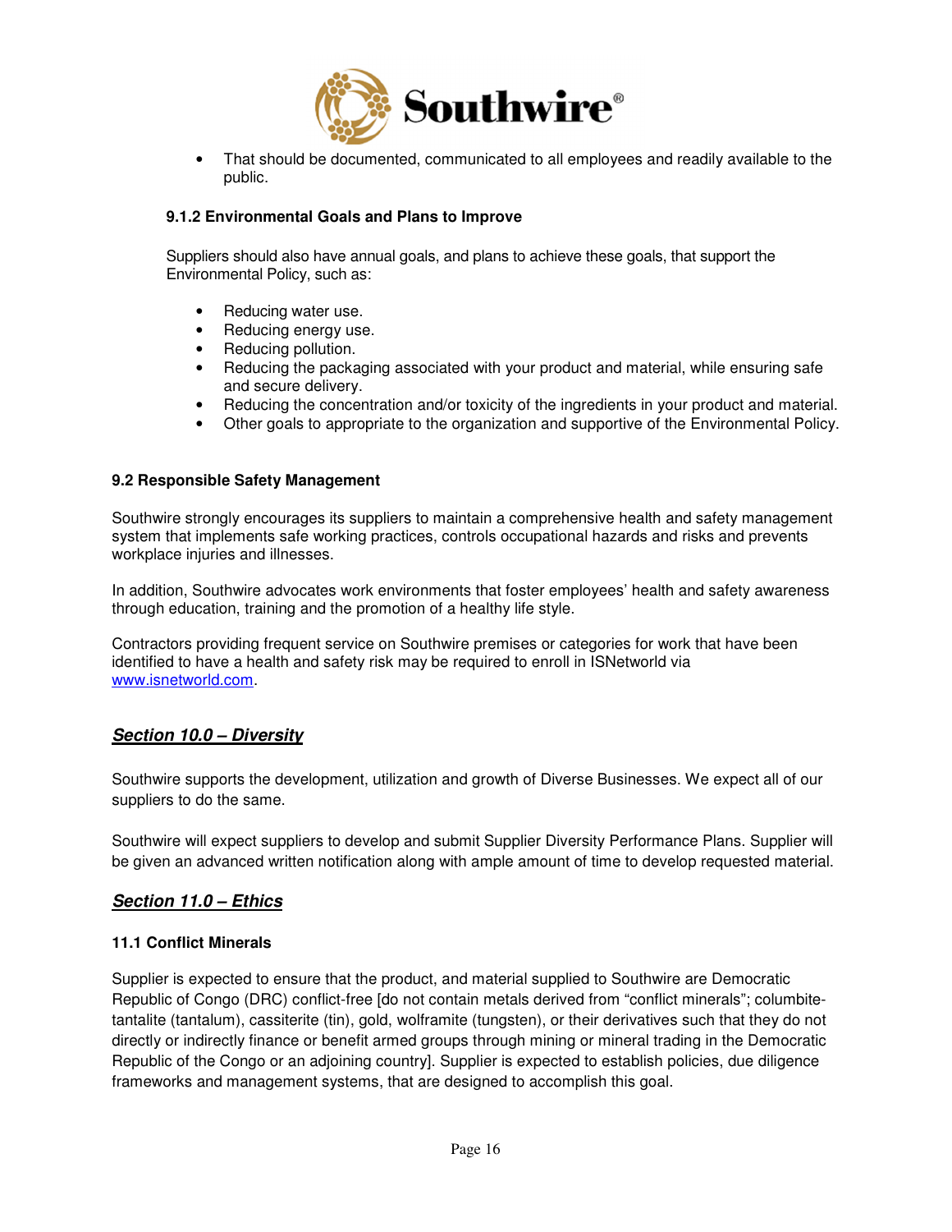- That should be documented, communicated to all employees and readily available to the public.

#### 9.1.2 Environmental Goals and Plans to Improve

Suppliers should also have annual goals, and plans to achieve these goals, that support the Environmental Policy, such as:

- Reducing water use.
- Reducing energy use.
- Reducing pollution.
- Reducing the packaging associated with your product and material, while ensuring safe and secure delivery.
- Reducing the concentration and/or toxicity of the ingredients in your product and material.
- Other goals to appropriate to the organization and supportive of the Environmental Policy.

### 9.2 Responsible Safety Management

Southwire strongly encourages its suppliers to maintain a comprehensive health and safety management system that implements safe working practices, controls occupational hazards and risks and prevents workplace injuries and illnesses.

In addition, Southwire advocates work environments that foster employees' health and safety awareness through education, training and the promotion of a healthy life style.

Contractors providing frequent service on Southwire premises or categories for work that have been identified to have a health and safety risk may be required to enroll in ISNetworld via www.isnetworld.com.

## ***Section 10.0 – Diversity***

Southwire supports the development, utilization and growth of Diverse Businesses. We expect all of our suppliers to do the same.

Southwire will expect suppliers to develop and submit Supplier Diversity Performance Plans. Supplier will be given an advanced written notification along with ample amount of time to develop requested material.

## ***Section 11.0 – Ethics***

### 11.1 Conflict Minerals

Supplier is expected to ensure that the product, and material supplied to Southwire are Democratic Republic of Congo (DRC) conflict-free [do not contain metals derived from "conflict minerals"; columbite-tantalite (tantalum), cassiterite (tin), gold, wolframite (tungsten), or their derivatives such that they do not directly or indirectly finance or benefit armed groups through mining or mineral trading in the Democratic Republic of the Congo or an adjoining country]. Supplier is expected to establish policies, due diligence frameworks and management systems, that are designed to accomplish this goal.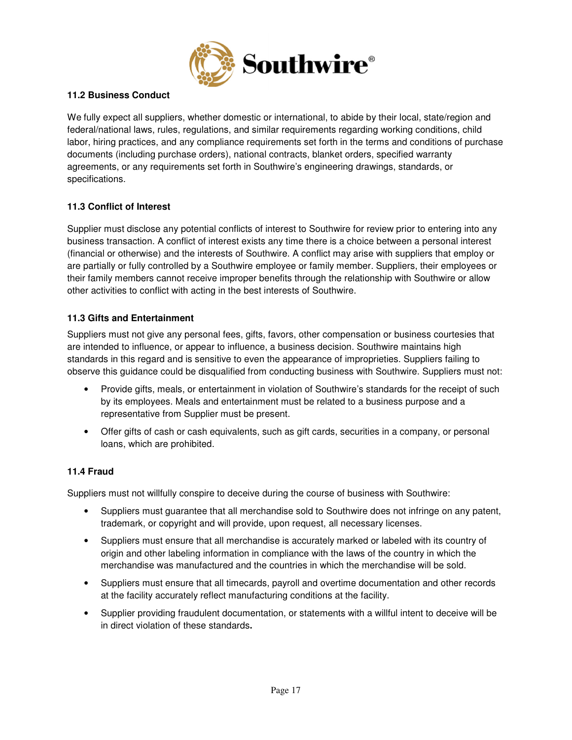### 11.2 Business Conduct

We fully expect all suppliers, whether domestic or international, to abide by their local, state/region and federal/national laws, rules, regulations, and similar requirements regarding working conditions, child labor, hiring practices, and any compliance requirements set forth in the terms and conditions of purchase documents (including purchase orders), national contracts, blanket orders, specified warranty agreements, or any requirements set forth in Southwire's engineering drawings, standards, or specifications.

### 11.3 Conflict of Interest

Supplier must disclose any potential conflicts of interest to Southwire for review prior to entering into any business transaction. A conflict of interest exists any time there is a choice between a personal interest (financial or otherwise) and the interests of Southwire. A conflict may arise with suppliers that employ or are partially or fully controlled by a Southwire employee or family member. Suppliers, their employees or their family members cannot receive improper benefits through the relationship with Southwire or allow other activities to conflict with acting in the best interests of Southwire.

### 11.3 Gifts and Entertainment

Suppliers must not give any personal fees, gifts, favors, other compensation or business courtesies that are intended to influence, or appear to influence, a business decision. Southwire maintains high standards in this regard and is sensitive to even the appearance of improprieties. Suppliers failing to observe this guidance could be disqualified from conducting business with Southwire. Suppliers must not:

- Provide gifts, meals, or entertainment in violation of Southwire's standards for the receipt of such by its employees. Meals and entertainment must be related to a business purpose and a representative from Supplier must be present.
- Offer gifts of cash or cash equivalents, such as gift cards, securities in a company, or personal loans, which are prohibited.

### 11.4 Fraud

Suppliers must not willfully conspire to deceive during the course of business with Southwire:

- Suppliers must guarantee that all merchandise sold to Southwire does not infringe on any patent, trademark, or copyright and will provide, upon request, all necessary licenses.
- Suppliers must ensure that all merchandise is accurately marked or labeled with its country of origin and other labeling information in compliance with the laws of the country in which the merchandise was manufactured and the countries in which the merchandise will be sold.
- Suppliers must ensure that all timecards, payroll and overtime documentation and other records at the facility accurately reflect manufacturing conditions at the facility.
- Supplier providing fraudulent documentation, or statements with a willful intent to deceive will be in direct violation of these standards**.**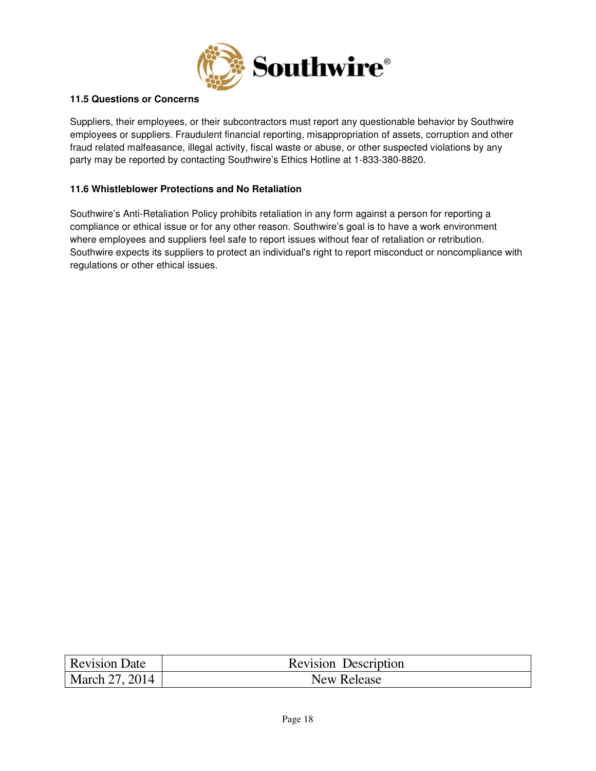### 11.5 Questions or Concerns

Suppliers, their employees, or their subcontractors must report any questionable behavior by Southwire employees or suppliers. Fraudulent financial reporting, misappropriation of assets, corruption and other fraud related malfeasance, illegal activity, fiscal waste or abuse, or other suspected violations by any party may be reported by contacting Southwire's Ethics Hotline at 1-833-380-8820.

### 11.6 Whistleblower Protections and No Retaliation

Southwire's Anti-Retaliation Policy prohibits retaliation in any form against a person for reporting a compliance or ethical issue or for any other reason. Southwire's goal is to have a work environment where employees and suppliers feel safe to report issues without fear of retaliation or retribution. Southwire expects its suppliers to protect an individual's right to report misconduct or noncompliance with regulations or other ethical issues.

| Revision Date | Revision Description |
|---|---|
| March 27, 2014 | New Release |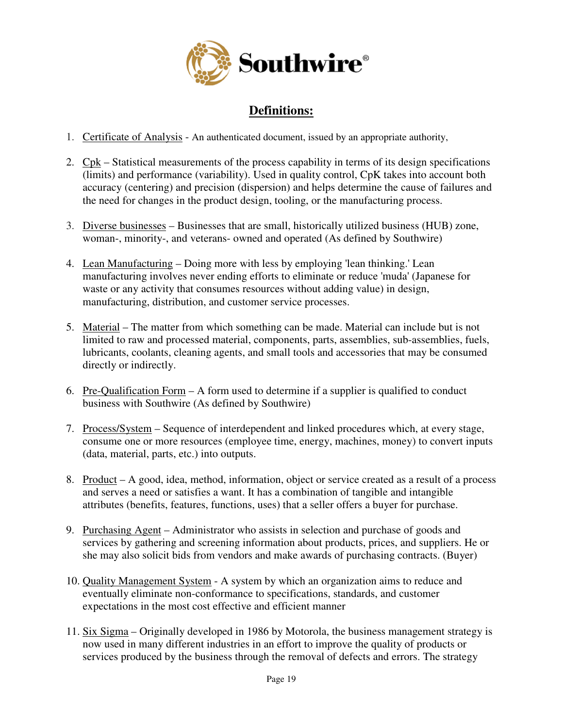# Definitions:

1. Certificate of Analysis - An authenticated document, issued by an appropriate authority,

2. Cpk – Statistical measurements of the process capability in terms of its design specifications (limits) and performance (variability). Used in quality control, CpK takes into account both accuracy (centering) and precision (dispersion) and helps determine the cause of failures and the need for changes in the product design, tooling, or the manufacturing process.

3. Diverse businesses – Businesses that are small, historically utilized business (HUB) zone, woman-, minority-, and veterans- owned and operated (As defined by Southwire)

4. Lean Manufacturing – Doing more with less by employing 'lean thinking.' Lean manufacturing involves never ending efforts to eliminate or reduce 'muda' (Japanese for waste or any activity that consumes resources without adding value) in design, manufacturing, distribution, and customer service processes.

5. Material – The matter from which something can be made. Material can include but is not limited to raw and processed material, components, parts, assemblies, sub-assemblies, fuels, lubricants, coolants, cleaning agents, and small tools and accessories that may be consumed directly or indirectly.

6. Pre-Qualification Form – A form used to determine if a supplier is qualified to conduct business with Southwire (As defined by Southwire)

7. Process/System – Sequence of interdependent and linked procedures which, at every stage, consume one or more resources (employee time, energy, machines, money) to convert inputs (data, material, parts, etc.) into outputs.

8. Product – A good, idea, method, information, object or service created as a result of a process and serves a need or satisfies a want. It has a combination of tangible and intangible attributes (benefits, features, functions, uses) that a seller offers a buyer for purchase.

9. Purchasing Agent – Administrator who assists in selection and purchase of goods and services by gathering and screening information about products, prices, and suppliers. He or she may also solicit bids from vendors and make awards of purchasing contracts. (Buyer)

10. Quality Management System - A system by which an organization aims to reduce and eventually eliminate non-conformance to specifications, standards, and customer expectations in the most cost effective and efficient manner

11. Six Sigma – Originally developed in 1986 by Motorola, the business management strategy is now used in many different industries in an effort to improve the quality of products or services produced by the business through the removal of defects and errors. The strategy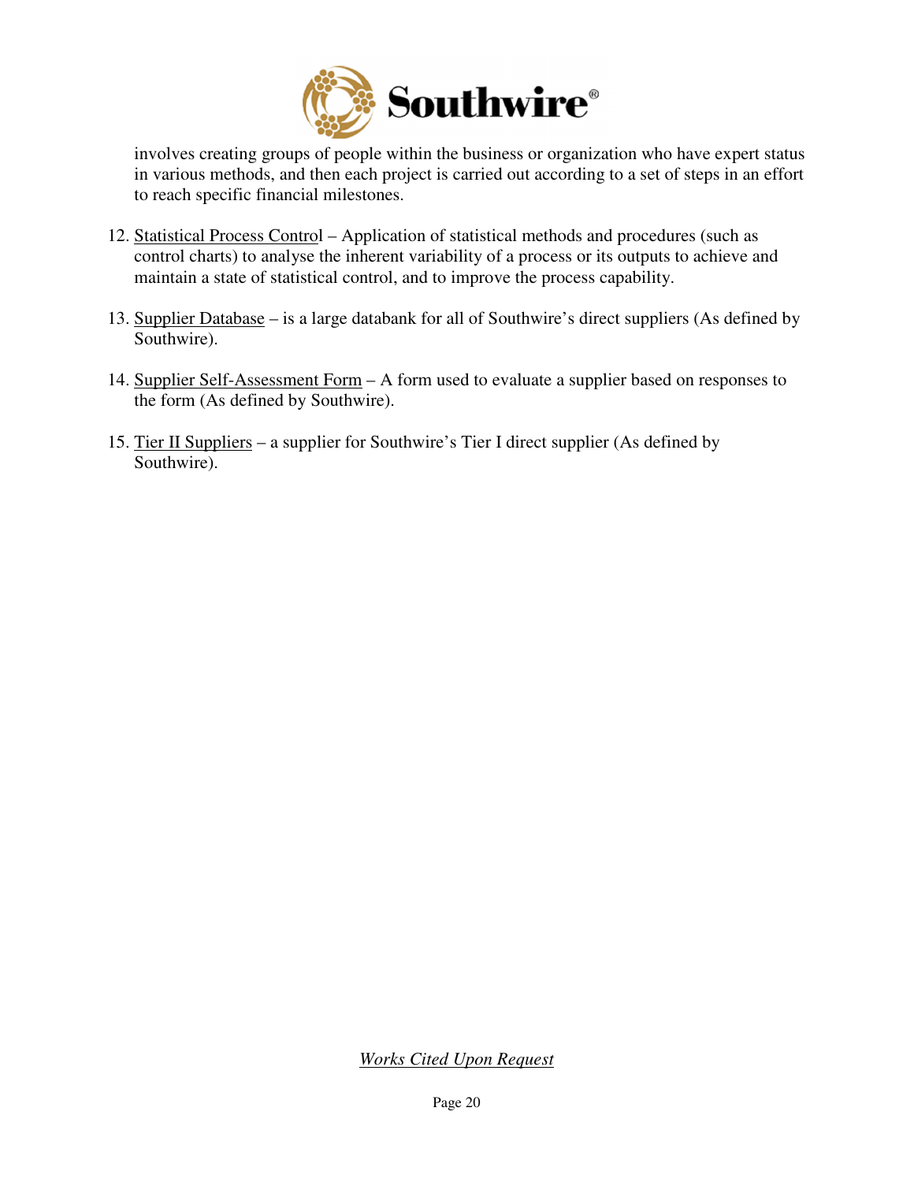involves creating groups of people within the business or organization who have expert status in various methods, and then each project is carried out according to a set of steps in an effort to reach specific financial milestones.

12. <u>Statistical Process Control</u> – Application of statistical methods and procedures (such as control charts) to analyse the inherent variability of a process or its outputs to achieve and maintain a state of statistical control, and to improve the process capability.

13. <u>Supplier Database</u> – is a large databank for all of Southwire's direct suppliers (As defined by Southwire).

14. <u>Supplier Self-Assessment Form</u> – A form used to evaluate a supplier based on responses to the form (As defined by Southwire).

15. <u>Tier II Suppliers</u> – a supplier for Southwire's Tier I direct supplier (As defined by Southwire).

*<u>Works Cited Upon Request</u>*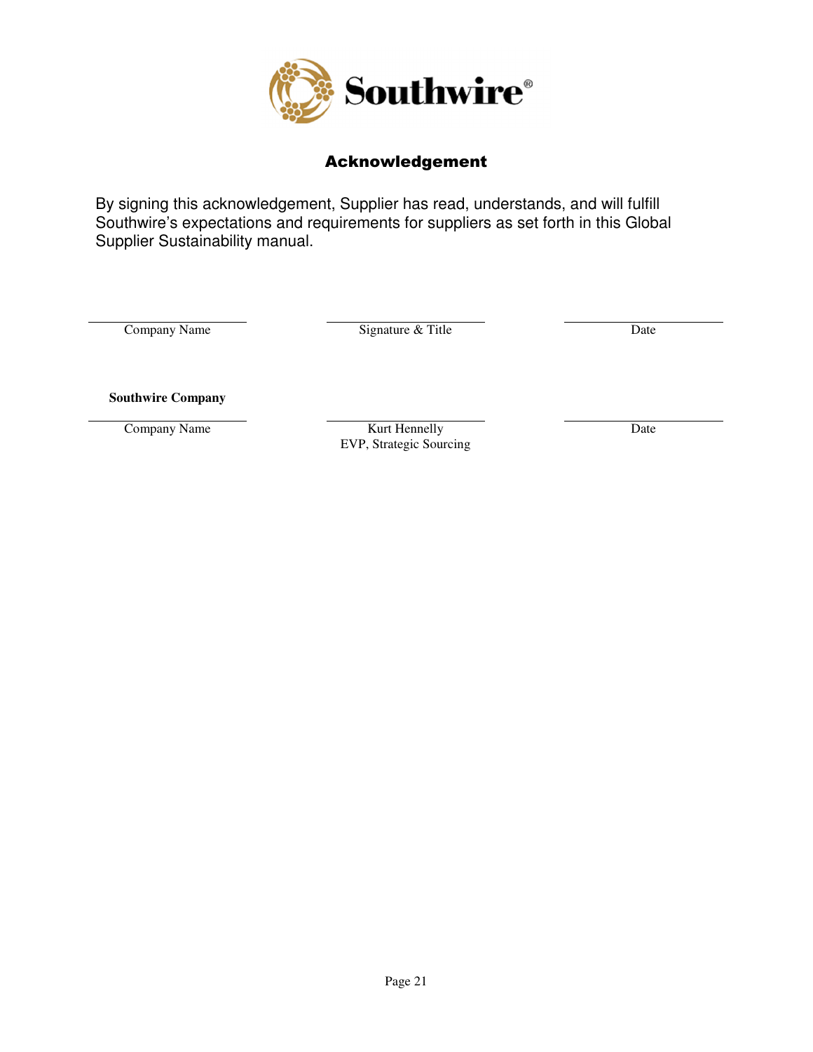# Acknowledgement

By signing this acknowledgement, Supplier has read, understands, and will fulfill Southwire's expectations and requirements for suppliers as set forth in this Global Supplier Sustainability manual.

| Company Name | Signature & Title | Date |
|---|---|---|
| | | |

| **Southwire Company** | | |
|---|---|---|
| Company Name | Kurt Hennelly<br>EVP, Strategic Sourcing | Date |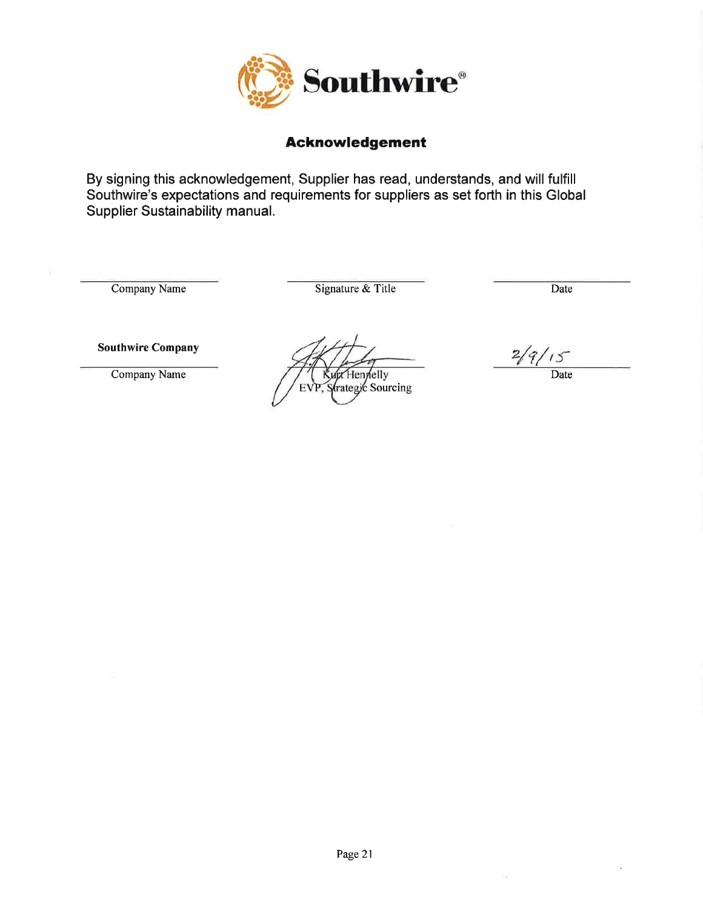Southwire®

## Acknowledgement

By signing this acknowledgement, Supplier has read, understands, and will fulfill Southwire's expectations and requirements for suppliers as set forth in this Global Supplier Sustainability manual.

| Company Name | Signature & Title | Date |
|---|---|---|
| **Southwire Company** | Kurt Hennelly<br>EVP, Strategic Sourcing | 2/9/15 |
| Company Name | | Date |